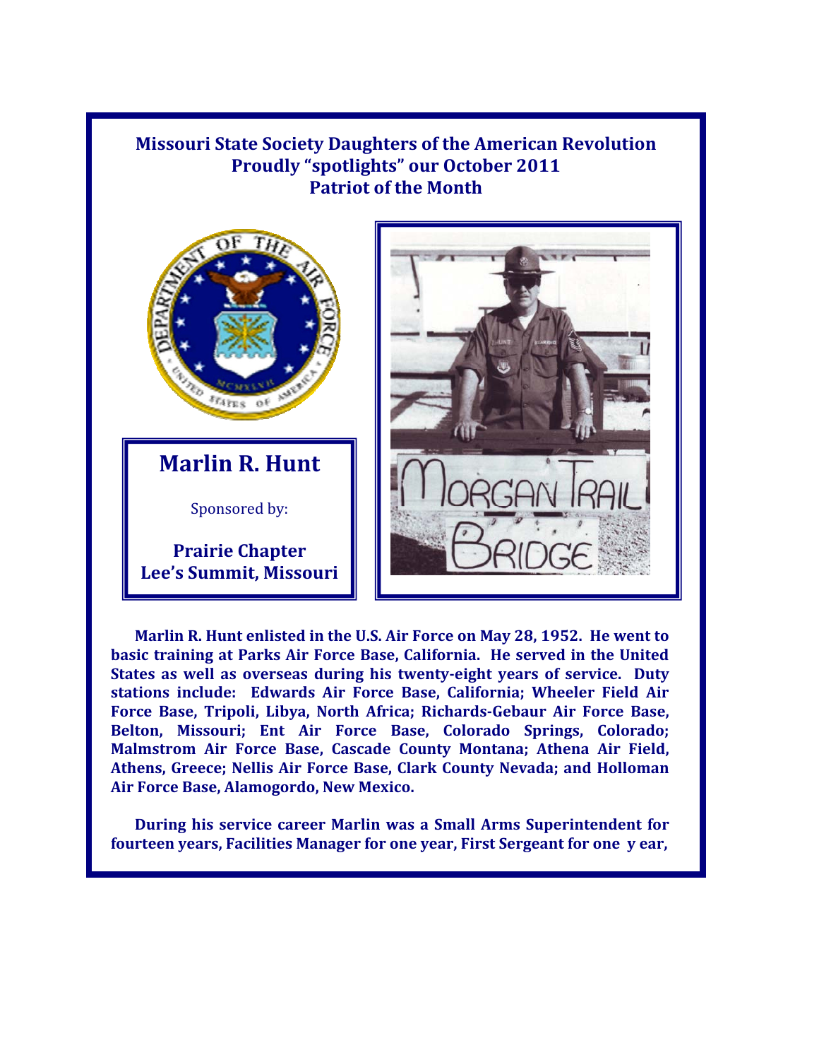**Missouri State Society Daughters of the American Revolution**
**Proudly "spotlights" our October 2011**
**Patriot of the Month**

## Marlin R. Hunt

Sponsored by:

**Prairie Chapter**
**Lee's Summit, Missouri**

**Marlin R. Hunt enlisted in the U.S. Air Force on May 28, 1952. He went to basic training at Parks Air Force Base, California. He served in the United States as well as overseas during his twenty-eight years of service. Duty stations include: Edwards Air Force Base, California; Wheeler Field Air Force Base, Tripoli, Libya, North Africa; Richards-Gebaur Air Force Base, Belton, Missouri; Ent Air Force Base, Colorado Springs, Colorado; Malmstrom Air Force Base, Cascade County Montana; Athena Air Field, Athens, Greece; Nellis Air Force Base, Clark County Nevada; and Holloman Air Force Base, Alamogordo, New Mexico.**

**During his service career Marlin was a Small Arms Superintendent for fourteen years, Facilities Manager for one year, First Sergeant for one y ear,**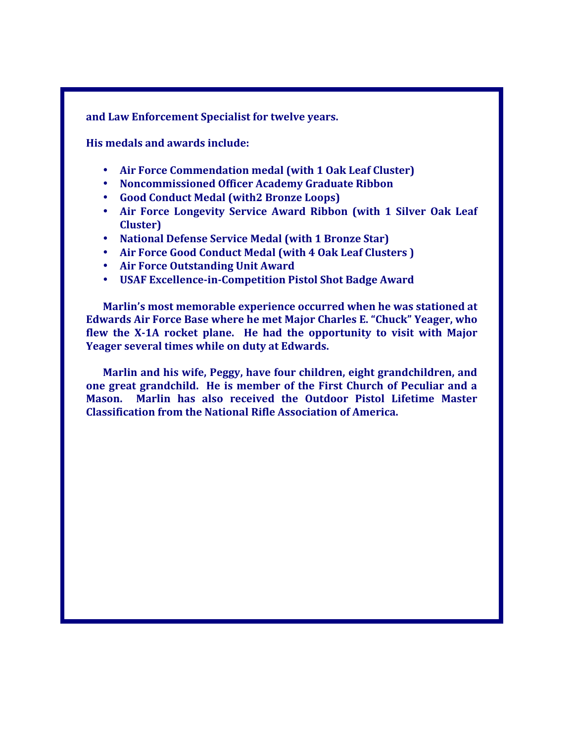**and Law Enforcement Specialist for twelve years.**

**His medals and awards include:**

- **Air Force Commendation medal (with 1 Oak Leaf Cluster)**
- **Noncommissioned Officer Academy Graduate Ribbon**
- **Good Conduct Medal (with2 Bronze Loops)**
- **Air Force Longevity Service Award Ribbon (with 1 Silver Oak Leaf Cluster)**
- **National Defense Service Medal (with 1 Bronze Star)**
- **Air Force Good Conduct Medal (with 4 Oak Leaf Clusters )**
- **Air Force Outstanding Unit Award**
- **USAF Excellence-in-Competition Pistol Shot Badge Award**

**Marlin's most memorable experience occurred when he was stationed at Edwards Air Force Base where he met Major Charles E. "Chuck" Yeager, who flew the X-1A rocket plane. He had the opportunity to visit with Major Yeager several times while on duty at Edwards.**

**Marlin and his wife, Peggy, have four children, eight grandchildren, and one great grandchild. He is member of the First Church of Peculiar and a Mason. Marlin has also received the Outdoor Pistol Lifetime Master Classification from the National Rifle Association of America.**